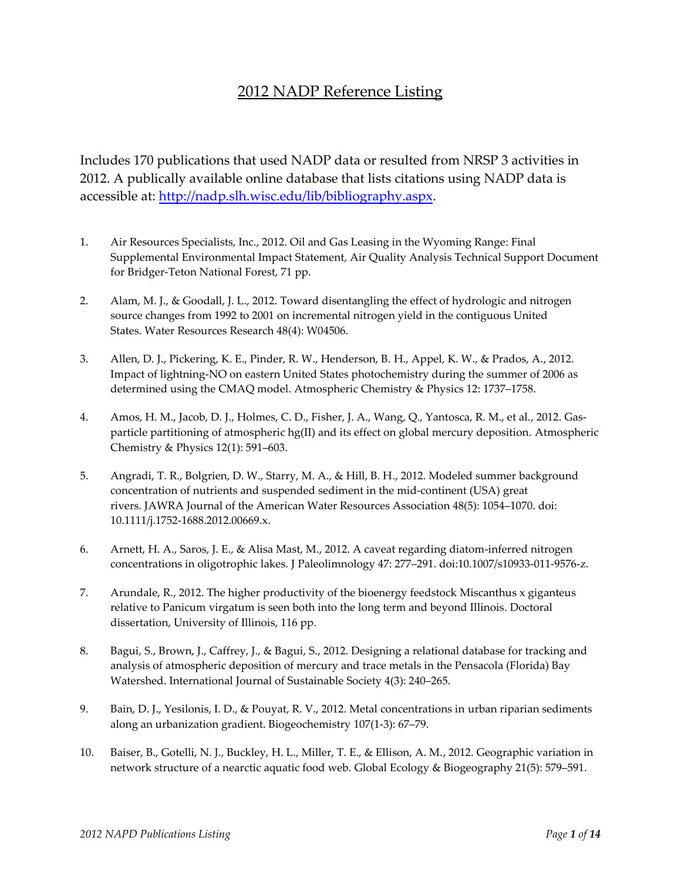# 2012 NADP Reference Listing

Includes 170 publications that used NADP data or resulted from NRSP 3 activities in 2012. A publically available online database that lists citations using NADP data is accessible at: http://nadp.slh.wisc.edu/lib/bibliography.aspx.

1. Air Resources Specialists, Inc., 2012. Oil and Gas Leasing in the Wyoming Range: Final Supplemental Environmental Impact Statement, Air Quality Analysis Technical Support Document for Bridger-Teton National Forest, 71 pp.

2. Alam, M. J., & Goodall, J. L., 2012. Toward disentangling the effect of hydrologic and nitrogen source changes from 1992 to 2001 on incremental nitrogen yield in the contiguous United States. Water Resources Research 48(4): W04506.

3. Allen, D. J., Pickering, K. E., Pinder, R. W., Henderson, B. H., Appel, K. W., & Prados, A., 2012. Impact of lightning-NO on eastern United States photochemistry during the summer of 2006 as determined using the CMAQ model. Atmospheric Chemistry & Physics 12: 1737–1758.

4. Amos, H. M., Jacob, D. J., Holmes, C. D., Fisher, J. A., Wang, Q., Yantosca, R. M., et al., 2012. Gas-particle partitioning of atmospheric hg(II) and its effect on global mercury deposition. Atmospheric Chemistry & Physics 12(1): 591–603.

5. Angradi, T. R., Bolgrien, D. W., Starry, M. A., & Hill, B. H., 2012. Modeled summer background concentration of nutrients and suspended sediment in the mid-continent (USA) great rivers. JAWRA Journal of the American Water Resources Association 48(5): 1054–1070. doi: 10.1111/j.1752-1688.2012.00669.x.

6. Arnett, H. A., Saros, J. E., & Alisa Mast, M., 2012. A caveat regarding diatom-inferred nitrogen concentrations in oligotrophic lakes. J Paleolimnology 47: 277–291. doi:10.1007/s10933-011-9576-z.

7. Arundale, R., 2012. The higher productivity of the bioenergy feedstock Miscanthus x giganteus relative to Panicum virgatum is seen both into the long term and beyond Illinois. Doctoral dissertation, University of Illinois, 116 pp.

8. Bagui, S., Brown, J., Caffrey, J., & Bagui, S., 2012. Designing a relational database for tracking and analysis of atmospheric deposition of mercury and trace metals in the Pensacola (Florida) Bay Watershed. International Journal of Sustainable Society 4(3): 240–265.

9. Bain, D. J., Yesilonis, I. D., & Pouyat, R. V., 2012. Metal concentrations in urban riparian sediments along an urbanization gradient. Biogeochemistry 107(1-3): 67–79.

10. Baiser, B., Gotelli, N. J., Buckley, H. L., Miller, T. E., & Ellison, A. M., 2012. Geographic variation in network structure of a nearctic aquatic food web. Global Ecology & Biogeography 21(5): 579–591.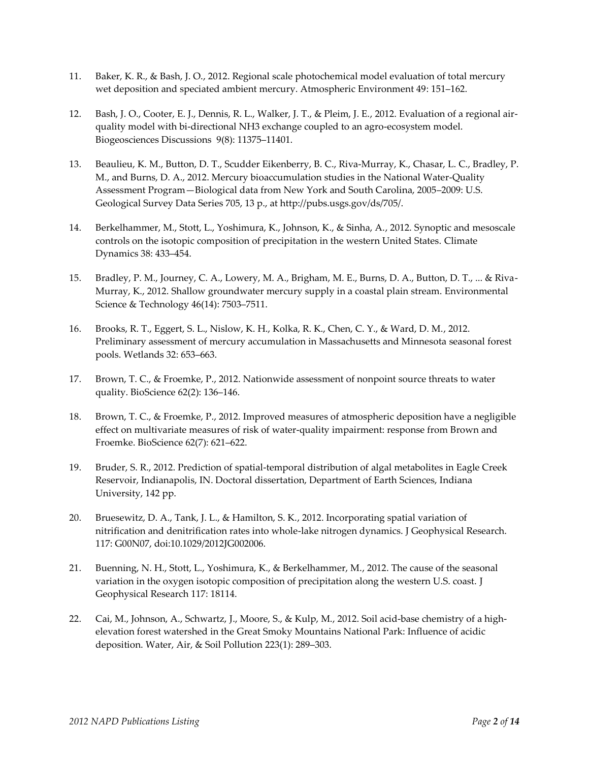11. Baker, K. R., & Bash, J. O., 2012. Regional scale photochemical model evaluation of total mercury wet deposition and speciated ambient mercury. Atmospheric Environment 49: 151–162.

12. Bash, J. O., Cooter, E. J., Dennis, R. L., Walker, J. T., & Pleim, J. E., 2012. Evaluation of a regional air-quality model with bi-directional NH3 exchange coupled to an agro-ecosystem model. Biogeosciences Discussions 9(8): 11375–11401.

13. Beaulieu, K. M., Button, D. T., Scudder Eikenberry, B. C., Riva-Murray, K., Chasar, L. C., Bradley, P. M., and Burns, D. A., 2012. Mercury bioaccumulation studies in the National Water-Quality Assessment Program—Biological data from New York and South Carolina, 2005–2009: U.S. Geological Survey Data Series 705, 13 p., at http://pubs.usgs.gov/ds/705/.

14. Berkelhammer, M., Stott, L., Yoshimura, K., Johnson, K., & Sinha, A., 2012. Synoptic and mesoscale controls on the isotopic composition of precipitation in the western United States. Climate Dynamics 38: 433–454.

15. Bradley, P. M., Journey, C. A., Lowery, M. A., Brigham, M. E., Burns, D. A., Button, D. T., ... & Riva-Murray, K., 2012. Shallow groundwater mercury supply in a coastal plain stream. Environmental Science & Technology 46(14): 7503–7511.

16. Brooks, R. T., Eggert, S. L., Nislow, K. H., Kolka, R. K., Chen, C. Y., & Ward, D. M., 2012. Preliminary assessment of mercury accumulation in Massachusetts and Minnesota seasonal forest pools. Wetlands 32: 653–663.

17. Brown, T. C., & Froemke, P., 2012. Nationwide assessment of nonpoint source threats to water quality. BioScience 62(2): 136–146.

18. Brown, T. C., & Froemke, P., 2012. Improved measures of atmospheric deposition have a negligible effect on multivariate measures of risk of water-quality impairment: response from Brown and Froemke. BioScience 62(7): 621–622.

19. Bruder, S. R., 2012. Prediction of spatial-temporal distribution of algal metabolites in Eagle Creek Reservoir, Indianapolis, IN. Doctoral dissertation, Department of Earth Sciences, Indiana University, 142 pp.

20. Bruesewitz, D. A., Tank, J. L., & Hamilton, S. K., 2012. Incorporating spatial variation of nitrification and denitrification rates into whole-lake nitrogen dynamics. J Geophysical Research. 117: G00N07, doi:10.1029/2012JG002006.

21. Buenning, N. H., Stott, L., Yoshimura, K., & Berkelhammer, M., 2012. The cause of the seasonal variation in the oxygen isotopic composition of precipitation along the western U.S. coast. J Geophysical Research 117: 18114.

22. Cai, M., Johnson, A., Schwartz, J., Moore, S., & Kulp, M., 2012. Soil acid-base chemistry of a high-elevation forest watershed in the Great Smoky Mountains National Park: Influence of acidic deposition. Water, Air, & Soil Pollution 223(1): 289–303.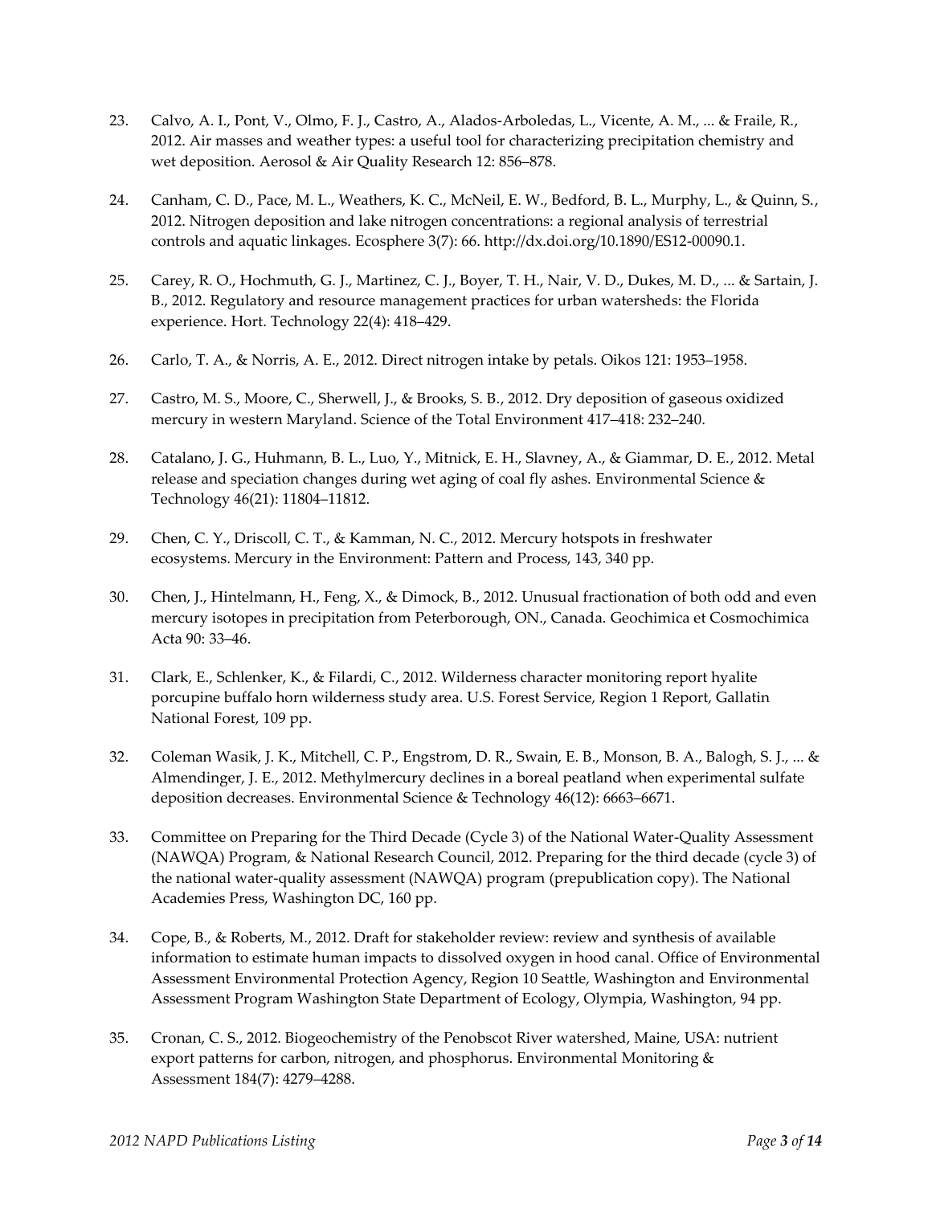23. Calvo, A. I., Pont, V., Olmo, F. J., Castro, A., Alados-Arboledas, L., Vicente, A. M., ... & Fraile, R., 2012. Air masses and weather types: a useful tool for characterizing precipitation chemistry and wet deposition. Aerosol & Air Quality Research 12: 856–878.

24. Canham, C. D., Pace, M. L., Weathers, K. C., McNeil, E. W., Bedford, B. L., Murphy, L., & Quinn, S., 2012. Nitrogen deposition and lake nitrogen concentrations: a regional analysis of terrestrial controls and aquatic linkages. Ecosphere 3(7): 66. http://dx.doi.org/10.1890/ES12-00090.1.

25. Carey, R. O., Hochmuth, G. J., Martinez, C. J., Boyer, T. H., Nair, V. D., Dukes, M. D., ... & Sartain, J. B., 2012. Regulatory and resource management practices for urban watersheds: the Florida experience. Hort. Technology 22(4): 418–429.

26. Carlo, T. A., & Norris, A. E., 2012. Direct nitrogen intake by petals. Oikos 121: 1953–1958.

27. Castro, M. S., Moore, C., Sherwell, J., & Brooks, S. B., 2012. Dry deposition of gaseous oxidized mercury in western Maryland. Science of the Total Environment 417–418: 232–240.

28. Catalano, J. G., Huhmann, B. L., Luo, Y., Mitnick, E. H., Slavney, A., & Giammar, D. E., 2012. Metal release and speciation changes during wet aging of coal fly ashes. Environmental Science & Technology 46(21): 11804–11812.

29. Chen, C. Y., Driscoll, C. T., & Kamman, N. C., 2012. Mercury hotspots in freshwater ecosystems. Mercury in the Environment: Pattern and Process, 143, 340 pp.

30. Chen, J., Hintelmann, H., Feng, X., & Dimock, B., 2012. Unusual fractionation of both odd and even mercury isotopes in precipitation from Peterborough, ON., Canada. Geochimica et Cosmochimica Acta 90: 33–46.

31. Clark, E., Schlenker, K., & Filardi, C., 2012. Wilderness character monitoring report hyalite porcupine buffalo horn wilderness study area. U.S. Forest Service, Region 1 Report, Gallatin National Forest, 109 pp.

32. Coleman Wasik, J. K., Mitchell, C. P., Engstrom, D. R., Swain, E. B., Monson, B. A., Balogh, S. J., ... & Almendinger, J. E., 2012. Methylmercury declines in a boreal peatland when experimental sulfate deposition decreases. Environmental Science & Technology 46(12): 6663–6671.

33. Committee on Preparing for the Third Decade (Cycle 3) of the National Water-Quality Assessment (NAWQA) Program, & National Research Council, 2012. Preparing for the third decade (cycle 3) of the national water-quality assessment (NAWQA) program (prepublication copy). The National Academies Press, Washington DC, 160 pp.

34. Cope, B., & Roberts, M., 2012. Draft for stakeholder review: review and synthesis of available information to estimate human impacts to dissolved oxygen in hood canal. Office of Environmental Assessment Environmental Protection Agency, Region 10 Seattle, Washington and Environmental Assessment Program Washington State Department of Ecology, Olympia, Washington, 94 pp.

35. Cronan, C. S., 2012. Biogeochemistry of the Penobscot River watershed, Maine, USA: nutrient export patterns for carbon, nitrogen, and phosphorus. Environmental Monitoring & Assessment 184(7): 4279–4288.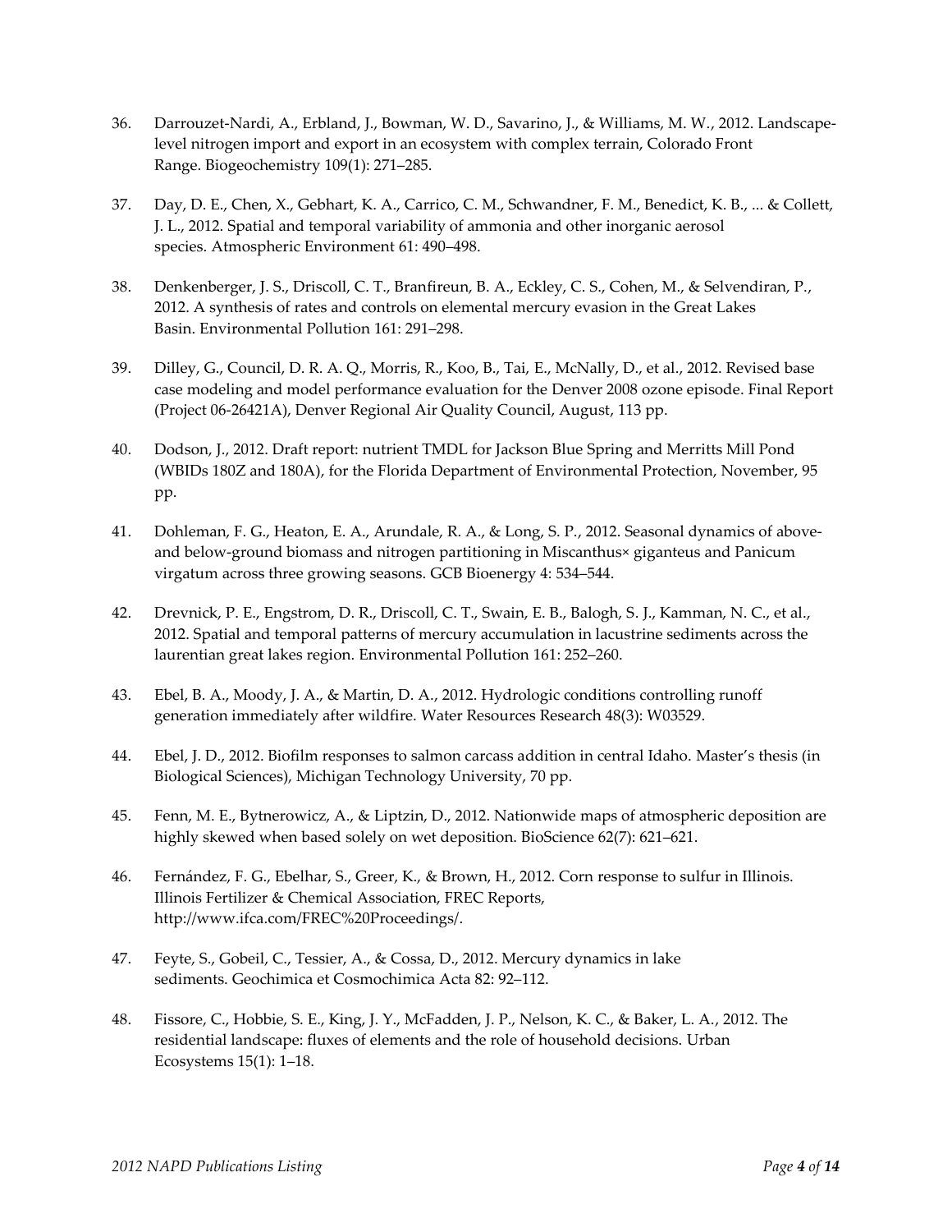36. Darrouzet-Nardi, A., Erbland, J., Bowman, W. D., Savarino, J., & Williams, M. W., 2012. Landscape-level nitrogen import and export in an ecosystem with complex terrain, Colorado Front Range. Biogeochemistry 109(1): 271–285.

37. Day, D. E., Chen, X., Gebhart, K. A., Carrico, C. M., Schwandner, F. M., Benedict, K. B., ... & Collett, J. L., 2012. Spatial and temporal variability of ammonia and other inorganic aerosol species. Atmospheric Environment 61: 490–498.

38. Denkenberger, J. S., Driscoll, C. T., Branfireun, B. A., Eckley, C. S., Cohen, M., & Selvendiran, P., 2012. A synthesis of rates and controls on elemental mercury evasion in the Great Lakes Basin. Environmental Pollution 161: 291–298.

39. Dilley, G., Council, D. R. A. Q., Morris, R., Koo, B., Tai, E., McNally, D., et al., 2012. Revised base case modeling and model performance evaluation for the Denver 2008 ozone episode. Final Report (Project 06-26421A), Denver Regional Air Quality Council, August, 113 pp.

40. Dodson, J., 2012. Draft report: nutrient TMDL for Jackson Blue Spring and Merritts Mill Pond (WBIDs 180Z and 180A), for the Florida Department of Environmental Protection, November, 95 pp.

41. Dohleman, F. G., Heaton, E. A., Arundale, R. A., & Long, S. P., 2012. Seasonal dynamics of above- and below-ground biomass and nitrogen partitioning in Miscanthus× giganteus and Panicum virgatum across three growing seasons. GCB Bioenergy 4: 534–544.

42. Drevnick, P. E., Engstrom, D. R., Driscoll, C. T., Swain, E. B., Balogh, S. J., Kamman, N. C., et al., 2012. Spatial and temporal patterns of mercury accumulation in lacustrine sediments across the laurentian great lakes region. Environmental Pollution 161: 252–260.

43. Ebel, B. A., Moody, J. A., & Martin, D. A., 2012. Hydrologic conditions controlling runoff generation immediately after wildfire. Water Resources Research 48(3): W03529.

44. Ebel, J. D., 2012. Biofilm responses to salmon carcass addition in central Idaho. Master's thesis (in Biological Sciences), Michigan Technology University, 70 pp.

45. Fenn, M. E., Bytnerowicz, A., & Liptzin, D., 2012. Nationwide maps of atmospheric deposition are highly skewed when based solely on wet deposition. BioScience 62(7): 621–621.

46. Fernández, F. G., Ebelhar, S., Greer, K., & Brown, H., 2012. Corn response to sulfur in Illinois. Illinois Fertilizer & Chemical Association, FREC Reports, http://www.ifca.com/FREC%20Proceedings/.

47. Feyte, S., Gobeil, C., Tessier, A., & Cossa, D., 2012. Mercury dynamics in lake sediments. Geochimica et Cosmochimica Acta 82: 92–112.

48. Fissore, C., Hobbie, S. E., King, J. Y., McFadden, J. P., Nelson, K. C., & Baker, L. A., 2012. The residential landscape: fluxes of elements and the role of household decisions. Urban Ecosystems 15(1): 1–18.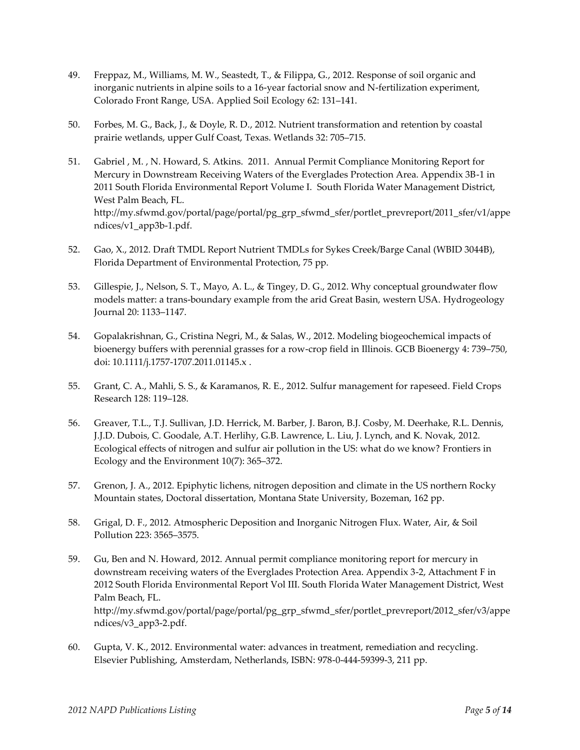49. Freppaz, M., Williams, M. W., Seastedt, T., & Filippa, G., 2012. Response of soil organic and inorganic nutrients in alpine soils to a 16-year factorial snow and N-fertilization experiment, Colorado Front Range, USA. Applied Soil Ecology 62: 131–141.

50. Forbes, M. G., Back, J., & Doyle, R. D., 2012. Nutrient transformation and retention by coastal prairie wetlands, upper Gulf Coast, Texas. Wetlands 32: 705–715.

51. Gabriel , M. , N. Howard, S. Atkins. 2011. Annual Permit Compliance Monitoring Report for Mercury in Downstream Receiving Waters of the Everglades Protection Area. Appendix 3B-1 in 2011 South Florida Environmental Report Volume I. South Florida Water Management District, West Palm Beach, FL. http://my.sfwmd.gov/portal/page/portal/pg_grp_sfwmd_sfer/portlet_prevreport/2011_sfer/v1/appendices/v1_app3b-1.pdf.

52. Gao, X., 2012. Draft TMDL Report Nutrient TMDLs for Sykes Creek/Barge Canal (WBID 3044B), Florida Department of Environmental Protection, 75 pp.

53. Gillespie, J., Nelson, S. T., Mayo, A. L., & Tingey, D. G., 2012. Why conceptual groundwater flow models matter: a trans-boundary example from the arid Great Basin, western USA. Hydrogeology Journal 20: 1133–1147.

54. Gopalakrishnan, G., Cristina Negri, M., & Salas, W., 2012. Modeling biogeochemical impacts of bioenergy buffers with perennial grasses for a row-crop field in Illinois. GCB Bioenergy 4: 739–750, doi: 10.1111/j.1757-1707.2011.01145.x .

55. Grant, C. A., Mahli, S. S., & Karamanos, R. E., 2012. Sulfur management for rapeseed. Field Crops Research 128: 119–128.

56. Greaver, T.L., T.J. Sullivan, J.D. Herrick, M. Barber, J. Baron, B.J. Cosby, M. Deerhake, R.L. Dennis, J.J.D. Dubois, C. Goodale, A.T. Herlihy, G.B. Lawrence, L. Liu, J. Lynch, and K. Novak, 2012. Ecological effects of nitrogen and sulfur air pollution in the US: what do we know? Frontiers in Ecology and the Environment 10(7): 365–372.

57. Grenon, J. A., 2012. Epiphytic lichens, nitrogen deposition and climate in the US northern Rocky Mountain states, Doctoral dissertation, Montana State University, Bozeman, 162 pp.

58. Grigal, D. F., 2012. Atmospheric Deposition and Inorganic Nitrogen Flux. Water, Air, & Soil Pollution 223: 3565–3575.

59. Gu, Ben and N. Howard, 2012. Annual permit compliance monitoring report for mercury in downstream receiving waters of the Everglades Protection Area. Appendix 3-2, Attachment F in 2012 South Florida Environmental Report Vol III. South Florida Water Management District, West Palm Beach, FL. http://my.sfwmd.gov/portal/page/portal/pg_grp_sfwmd_sfer/portlet_prevreport/2012_sfer/v3/appendices/v3_app3-2.pdf.

60. Gupta, V. K., 2012. Environmental water: advances in treatment, remediation and recycling. Elsevier Publishing, Amsterdam, Netherlands, ISBN: 978-0-444-59399-3, 211 pp.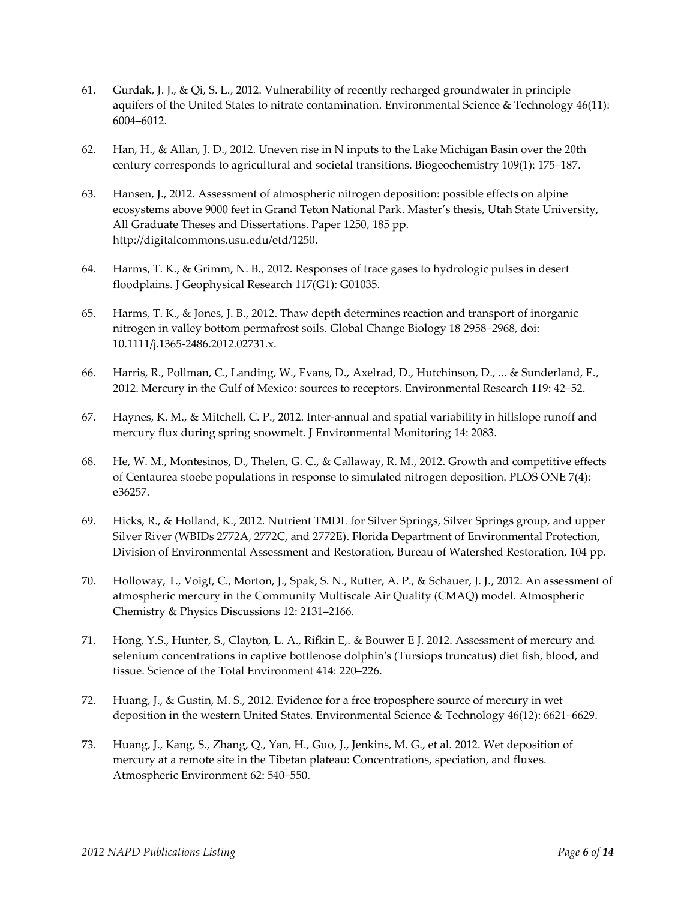61. Gurdak, J. J., & Qi, S. L., 2012. Vulnerability of recently recharged groundwater in principle aquifers of the United States to nitrate contamination. Environmental Science & Technology 46(11): 6004–6012.

62. Han, H., & Allan, J. D., 2012. Uneven rise in N inputs to the Lake Michigan Basin over the 20th century corresponds to agricultural and societal transitions. Biogeochemistry 109(1): 175–187.

63. Hansen, J., 2012. Assessment of atmospheric nitrogen deposition: possible effects on alpine ecosystems above 9000 feet in Grand Teton National Park. Master's thesis, Utah State University, All Graduate Theses and Dissertations. Paper 1250, 185 pp. http://digitalcommons.usu.edu/etd/1250.

64. Harms, T. K., & Grimm, N. B., 2012. Responses of trace gases to hydrologic pulses in desert floodplains. J Geophysical Research 117(G1): G01035.

65. Harms, T. K., & Jones, J. B., 2012. Thaw depth determines reaction and transport of inorganic nitrogen in valley bottom permafrost soils. Global Change Biology 18 2958–2968, doi: 10.1111/j.1365-2486.2012.02731.x.

66. Harris, R., Pollman, C., Landing, W., Evans, D., Axelrad, D., Hutchinson, D., ... & Sunderland, E., 2012. Mercury in the Gulf of Mexico: sources to receptors. Environmental Research 119: 42–52.

67. Haynes, K. M., & Mitchell, C. P., 2012. Inter-annual and spatial variability in hillslope runoff and mercury flux during spring snowmelt. J Environmental Monitoring 14: 2083.

68. He, W. M., Montesinos, D., Thelen, G. C., & Callaway, R. M., 2012. Growth and competitive effects of Centaurea stoebe populations in response to simulated nitrogen deposition. PLOS ONE 7(4): e36257.

69. Hicks, R., & Holland, K., 2012. Nutrient TMDL for Silver Springs, Silver Springs group, and upper Silver River (WBIDs 2772A, 2772C, and 2772E). Florida Department of Environmental Protection, Division of Environmental Assessment and Restoration, Bureau of Watershed Restoration, 104 pp.

70. Holloway, T., Voigt, C., Morton, J., Spak, S. N., Rutter, A. P., & Schauer, J. J., 2012. An assessment of atmospheric mercury in the Community Multiscale Air Quality (CMAQ) model. Atmospheric Chemistry & Physics Discussions 12: 2131–2166.

71. Hong, Y.S., Hunter, S., Clayton, L. A., Rifkin E,. & Bouwer E J. 2012. Assessment of mercury and selenium concentrations in captive bottlenose dolphin's (Tursiops truncatus) diet fish, blood, and tissue. Science of the Total Environment 414: 220–226.

72. Huang, J., & Gustin, M. S., 2012. Evidence for a free troposphere source of mercury in wet deposition in the western United States. Environmental Science & Technology 46(12): 6621–6629.

73. Huang, J., Kang, S., Zhang, Q., Yan, H., Guo, J., Jenkins, M. G., et al. 2012. Wet deposition of mercury at a remote site in the Tibetan plateau: Concentrations, speciation, and fluxes. Atmospheric Environment 62: 540–550.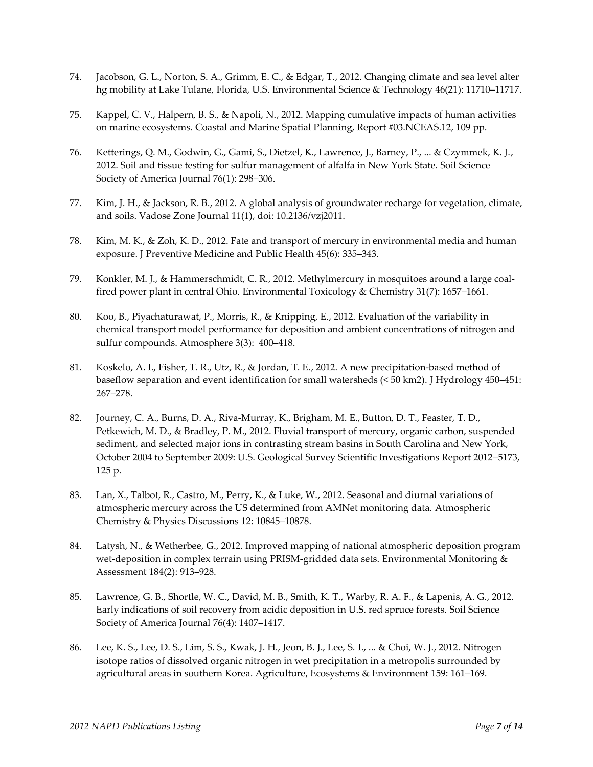74. Jacobson, G. L., Norton, S. A., Grimm, E. C., & Edgar, T., 2012. Changing climate and sea level alter hg mobility at Lake Tulane, Florida, U.S. Environmental Science & Technology 46(21): 11710–11717.

75. Kappel, C. V., Halpern, B. S., & Napoli, N., 2012. Mapping cumulative impacts of human activities on marine ecosystems. Coastal and Marine Spatial Planning, Report #03.NCEAS.12, 109 pp.

76. Ketterings, Q. M., Godwin, G., Gami, S., Dietzel, K., Lawrence, J., Barney, P., ... & Czymmek, K. J., 2012. Soil and tissue testing for sulfur management of alfalfa in New York State. Soil Science Society of America Journal 76(1): 298–306.

77. Kim, J. H., & Jackson, R. B., 2012. A global analysis of groundwater recharge for vegetation, climate, and soils. Vadose Zone Journal 11(1), doi: 10.2136/vzj2011.

78. Kim, M. K., & Zoh, K. D., 2012. Fate and transport of mercury in environmental media and human exposure. J Preventive Medicine and Public Health 45(6): 335–343.

79. Konkler, M. J., & Hammerschmidt, C. R., 2012. Methylmercury in mosquitoes around a large coal-fired power plant in central Ohio. Environmental Toxicology & Chemistry 31(7): 1657–1661.

80. Koo, B., Piyachaturawat, P., Morris, R., & Knipping, E., 2012. Evaluation of the variability in chemical transport model performance for deposition and ambient concentrations of nitrogen and sulfur compounds. Atmosphere 3(3): 400–418.

81. Koskelo, A. I., Fisher, T. R., Utz, R., & Jordan, T. E., 2012. A new precipitation-based method of baseflow separation and event identification for small watersheds (< 50 km2). J Hydrology 450–451: 267–278.

82. Journey, C. A., Burns, D. A., Riva-Murray, K., Brigham, M. E., Button, D. T., Feaster, T. D., Petkewich, M. D., & Bradley, P. M., 2012. Fluvial transport of mercury, organic carbon, suspended sediment, and selected major ions in contrasting stream basins in South Carolina and New York, October 2004 to September 2009: U.S. Geological Survey Scientific Investigations Report 2012–5173, 125 p.

83. Lan, X., Talbot, R., Castro, M., Perry, K., & Luke, W., 2012. Seasonal and diurnal variations of atmospheric mercury across the US determined from AMNet monitoring data. Atmospheric Chemistry & Physics Discussions 12: 10845–10878.

84. Latysh, N., & Wetherbee, G., 2012. Improved mapping of national atmospheric deposition program wet-deposition in complex terrain using PRISM-gridded data sets. Environmental Monitoring & Assessment 184(2): 913–928.

85. Lawrence, G. B., Shortle, W. C., David, M. B., Smith, K. T., Warby, R. A. F., & Lapenis, A. G., 2012. Early indications of soil recovery from acidic deposition in U.S. red spruce forests. Soil Science Society of America Journal 76(4): 1407–1417.

86. Lee, K. S., Lee, D. S., Lim, S. S., Kwak, J. H., Jeon, B. J., Lee, S. I., ... & Choi, W. J., 2012. Nitrogen isotope ratios of dissolved organic nitrogen in wet precipitation in a metropolis surrounded by agricultural areas in southern Korea. Agriculture, Ecosystems & Environment 159: 161–169.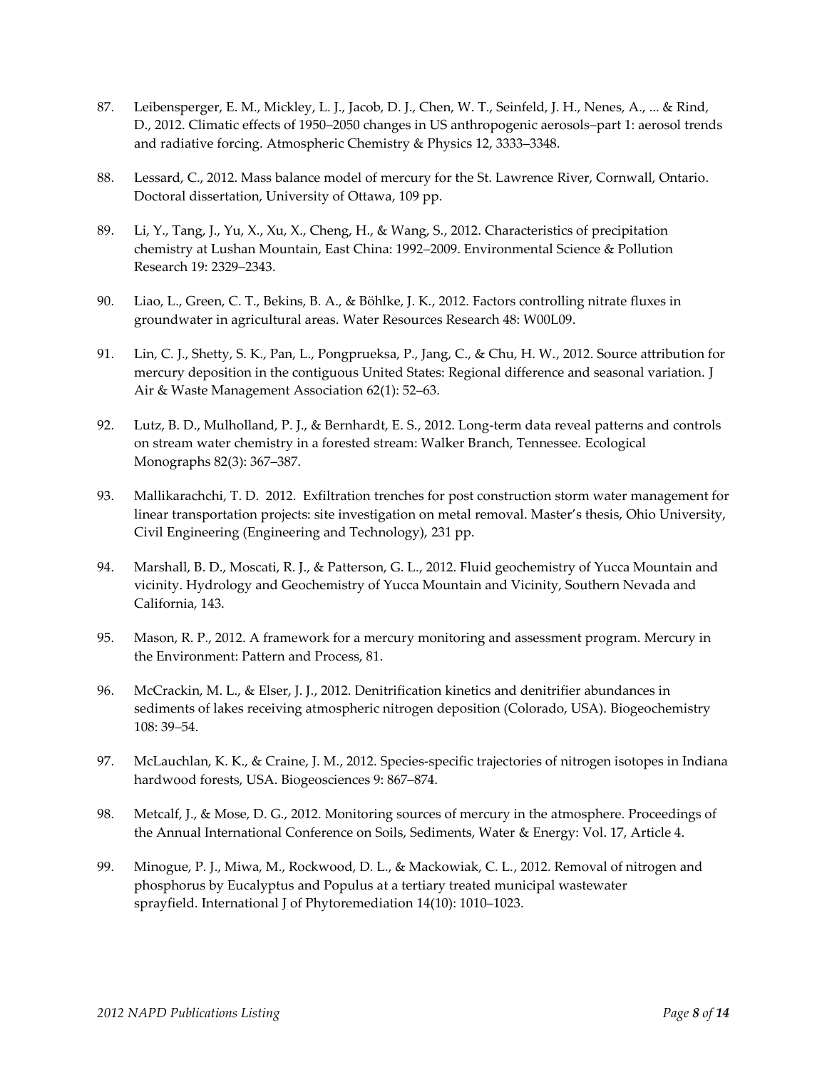87. Leibensperger, E. M., Mickley, L. J., Jacob, D. J., Chen, W. T., Seinfeld, J. H., Nenes, A., ... & Rind, D., 2012. Climatic effects of 1950–2050 changes in US anthropogenic aerosols–part 1: aerosol trends and radiative forcing. Atmospheric Chemistry & Physics 12, 3333–3348.

88. Lessard, C., 2012. Mass balance model of mercury for the St. Lawrence River, Cornwall, Ontario. Doctoral dissertation, University of Ottawa, 109 pp.

89. Li, Y., Tang, J., Yu, X., Xu, X., Cheng, H., & Wang, S., 2012. Characteristics of precipitation chemistry at Lushan Mountain, East China: 1992–2009. Environmental Science & Pollution Research 19: 2329–2343.

90. Liao, L., Green, C. T., Bekins, B. A., & Böhlke, J. K., 2012. Factors controlling nitrate fluxes in groundwater in agricultural areas. Water Resources Research 48: W00L09.

91. Lin, C. J., Shetty, S. K., Pan, L., Pongprueksa, P., Jang, C., & Chu, H. W., 2012. Source attribution for mercury deposition in the contiguous United States: Regional difference and seasonal variation. J Air & Waste Management Association 62(1): 52–63.

92. Lutz, B. D., Mulholland, P. J., & Bernhardt, E. S., 2012. Long-term data reveal patterns and controls on stream water chemistry in a forested stream: Walker Branch, Tennessee. Ecological Monographs 82(3): 367–387.

93. Mallikarachchi, T. D. 2012. Exfiltration trenches for post construction storm water management for linear transportation projects: site investigation on metal removal. Master's thesis, Ohio University, Civil Engineering (Engineering and Technology), 231 pp.

94. Marshall, B. D., Moscati, R. J., & Patterson, G. L., 2012. Fluid geochemistry of Yucca Mountain and vicinity. Hydrology and Geochemistry of Yucca Mountain and Vicinity, Southern Nevada and California, 143.

95. Mason, R. P., 2012. A framework for a mercury monitoring and assessment program. Mercury in the Environment: Pattern and Process, 81.

96. McCrackin, M. L., & Elser, J. J., 2012. Denitrification kinetics and denitrifier abundances in sediments of lakes receiving atmospheric nitrogen deposition (Colorado, USA). Biogeochemistry 108: 39–54.

97. McLauchlan, K. K., & Craine, J. M., 2012. Species-specific trajectories of nitrogen isotopes in Indiana hardwood forests, USA. Biogeosciences 9: 867–874.

98. Metcalf, J., & Mose, D. G., 2012. Monitoring sources of mercury in the atmosphere. Proceedings of the Annual International Conference on Soils, Sediments, Water & Energy: Vol. 17, Article 4.

99. Minogue, P. J., Miwa, M., Rockwood, D. L., & Mackowiak, C. L., 2012. Removal of nitrogen and phosphorus by Eucalyptus and Populus at a tertiary treated municipal wastewater sprayfield. International J of Phytoremediation 14(10): 1010–1023.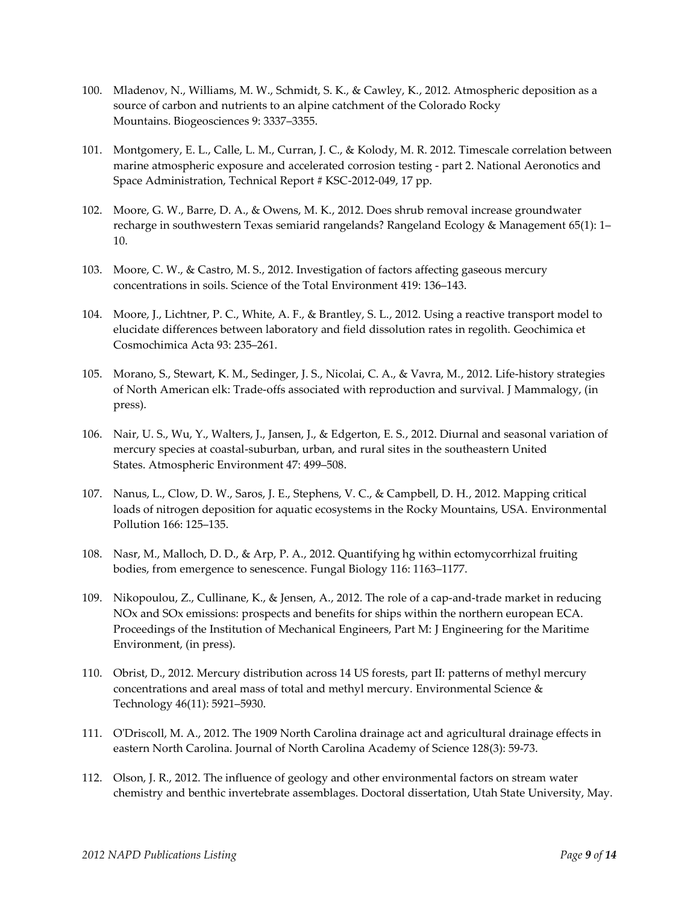100. Mladenov, N., Williams, M. W., Schmidt, S. K., & Cawley, K., 2012. Atmospheric deposition as a source of carbon and nutrients to an alpine catchment of the Colorado Rocky Mountains. Biogeosciences 9: 3337–3355.

101. Montgomery, E. L., Calle, L. M., Curran, J. C., & Kolody, M. R. 2012. Timescale correlation between marine atmospheric exposure and accelerated corrosion testing - part 2. National Aeronotics and Space Administration, Technical Report # KSC-2012-049, 17 pp.

102. Moore, G. W., Barre, D. A., & Owens, M. K., 2012. Does shrub removal increase groundwater recharge in southwestern Texas semiarid rangelands? Rangeland Ecology & Management 65(1): 1–10.

103. Moore, C. W., & Castro, M. S., 2012. Investigation of factors affecting gaseous mercury concentrations in soils. Science of the Total Environment 419: 136–143.

104. Moore, J., Lichtner, P. C., White, A. F., & Brantley, S. L., 2012. Using a reactive transport model to elucidate differences between laboratory and field dissolution rates in regolith. Geochimica et Cosmochimica Acta 93: 235–261.

105. Morano, S., Stewart, K. M., Sedinger, J. S., Nicolai, C. A., & Vavra, M., 2012. Life-history strategies of North American elk: Trade-offs associated with reproduction and survival. J Mammalogy, (in press).

106. Nair, U. S., Wu, Y., Walters, J., Jansen, J., & Edgerton, E. S., 2012. Diurnal and seasonal variation of mercury species at coastal-suburban, urban, and rural sites in the southeastern United States. Atmospheric Environment 47: 499–508.

107. Nanus, L., Clow, D. W., Saros, J. E., Stephens, V. C., & Campbell, D. H., 2012. Mapping critical loads of nitrogen deposition for aquatic ecosystems in the Rocky Mountains, USA. Environmental Pollution 166: 125–135.

108. Nasr, M., Malloch, D. D., & Arp, P. A., 2012. Quantifying hg within ectomycorrhizal fruiting bodies, from emergence to senescence. Fungal Biology 116: 1163–1177.

109. Nikopoulou, Z., Cullinane, K., & Jensen, A., 2012. The role of a cap-and-trade market in reducing NOx and SOx emissions: prospects and benefits for ships within the northern european ECA. Proceedings of the Institution of Mechanical Engineers, Part M: J Engineering for the Maritime Environment, (in press).

110. Obrist, D., 2012. Mercury distribution across 14 US forests, part II: patterns of methyl mercury concentrations and areal mass of total and methyl mercury. Environmental Science & Technology 46(11): 5921–5930.

111. O'Driscoll, M. A., 2012. The 1909 North Carolina drainage act and agricultural drainage effects in eastern North Carolina. Journal of North Carolina Academy of Science 128(3): 59-73.

112. Olson, J. R., 2012. The influence of geology and other environmental factors on stream water chemistry and benthic invertebrate assemblages. Doctoral dissertation, Utah State University, May.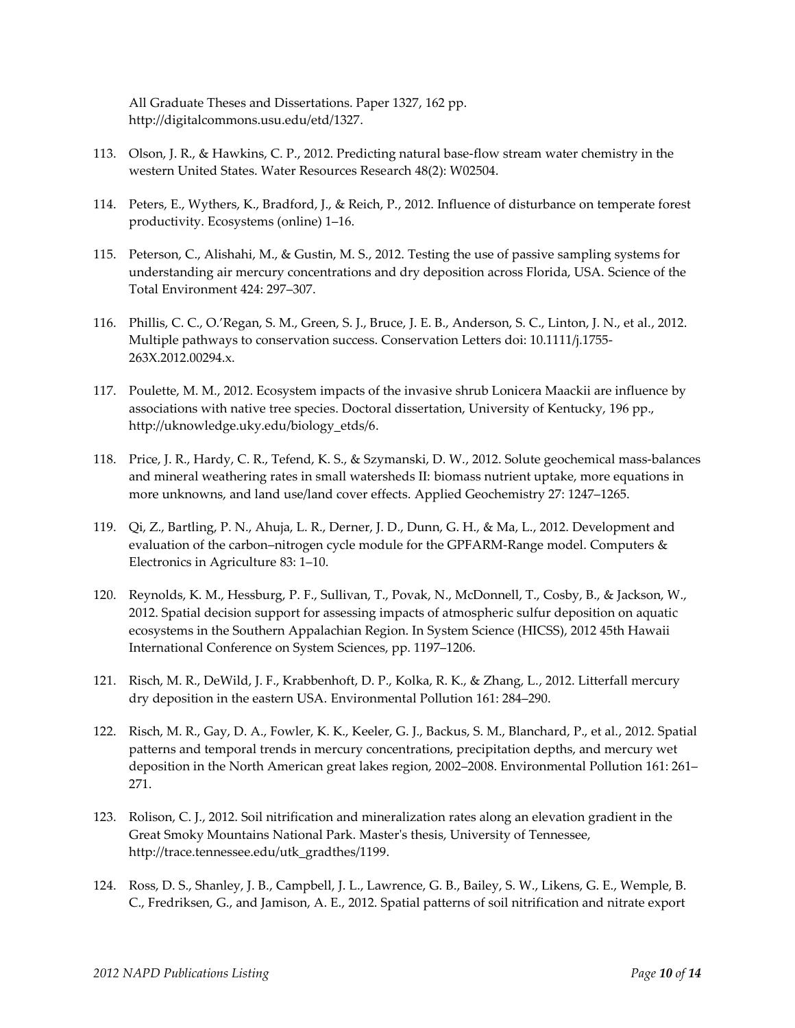All Graduate Theses and Dissertations. Paper 1327, 162 pp. http://digitalcommons.usu.edu/etd/1327.

113. Olson, J. R., & Hawkins, C. P., 2012. Predicting natural base-flow stream water chemistry in the western United States. Water Resources Research 48(2): W02504.

114. Peters, E., Wythers, K., Bradford, J., & Reich, P., 2012. Influence of disturbance on temperate forest productivity. Ecosystems (online) 1–16.

115. Peterson, C., Alishahi, M., & Gustin, M. S., 2012. Testing the use of passive sampling systems for understanding air mercury concentrations and dry deposition across Florida, USA. Science of the Total Environment 424: 297–307.

116. Phillis, C. C., O.'Regan, S. M., Green, S. J., Bruce, J. E. B., Anderson, S. C., Linton, J. N., et al., 2012. Multiple pathways to conservation success. Conservation Letters doi: 10.1111/j.1755-263X.2012.00294.x.

117. Poulette, M. M., 2012. Ecosystem impacts of the invasive shrub Lonicera Maackii are influence by associations with native tree species. Doctoral dissertation, University of Kentucky, 196 pp., http://uknowledge.uky.edu/biology_etds/6.

118. Price, J. R., Hardy, C. R., Tefend, K. S., & Szymanski, D. W., 2012. Solute geochemical mass-balances and mineral weathering rates in small watersheds II: biomass nutrient uptake, more equations in more unknowns, and land use/land cover effects. Applied Geochemistry 27: 1247–1265.

119. Qi, Z., Bartling, P. N., Ahuja, L. R., Derner, J. D., Dunn, G. H., & Ma, L., 2012. Development and evaluation of the carbon–nitrogen cycle module for the GPFARM-Range model. Computers & Electronics in Agriculture 83: 1–10.

120. Reynolds, K. M., Hessburg, P. F., Sullivan, T., Povak, N., McDonnell, T., Cosby, B., & Jackson, W., 2012. Spatial decision support for assessing impacts of atmospheric sulfur deposition on aquatic ecosystems in the Southern Appalachian Region. In System Science (HICSS), 2012 45th Hawaii International Conference on System Sciences, pp. 1197–1206.

121. Risch, M. R., DeWild, J. F., Krabbenhoft, D. P., Kolka, R. K., & Zhang, L., 2012. Litterfall mercury dry deposition in the eastern USA. Environmental Pollution 161: 284–290.

122. Risch, M. R., Gay, D. A., Fowler, K. K., Keeler, G. J., Backus, S. M., Blanchard, P., et al., 2012. Spatial patterns and temporal trends in mercury concentrations, precipitation depths, and mercury wet deposition in the North American great lakes region, 2002–2008. Environmental Pollution 161: 261–271.

123. Rolison, C. J., 2012. Soil nitrification and mineralization rates along an elevation gradient in the Great Smoky Mountains National Park. Master's thesis, University of Tennessee, http://trace.tennessee.edu/utk_gradthes/1199.

124. Ross, D. S., Shanley, J. B., Campbell, J. L., Lawrence, G. B., Bailey, S. W., Likens, G. E., Wemple, B. C., Fredriksen, G., and Jamison, A. E., 2012. Spatial patterns of soil nitrification and nitrate export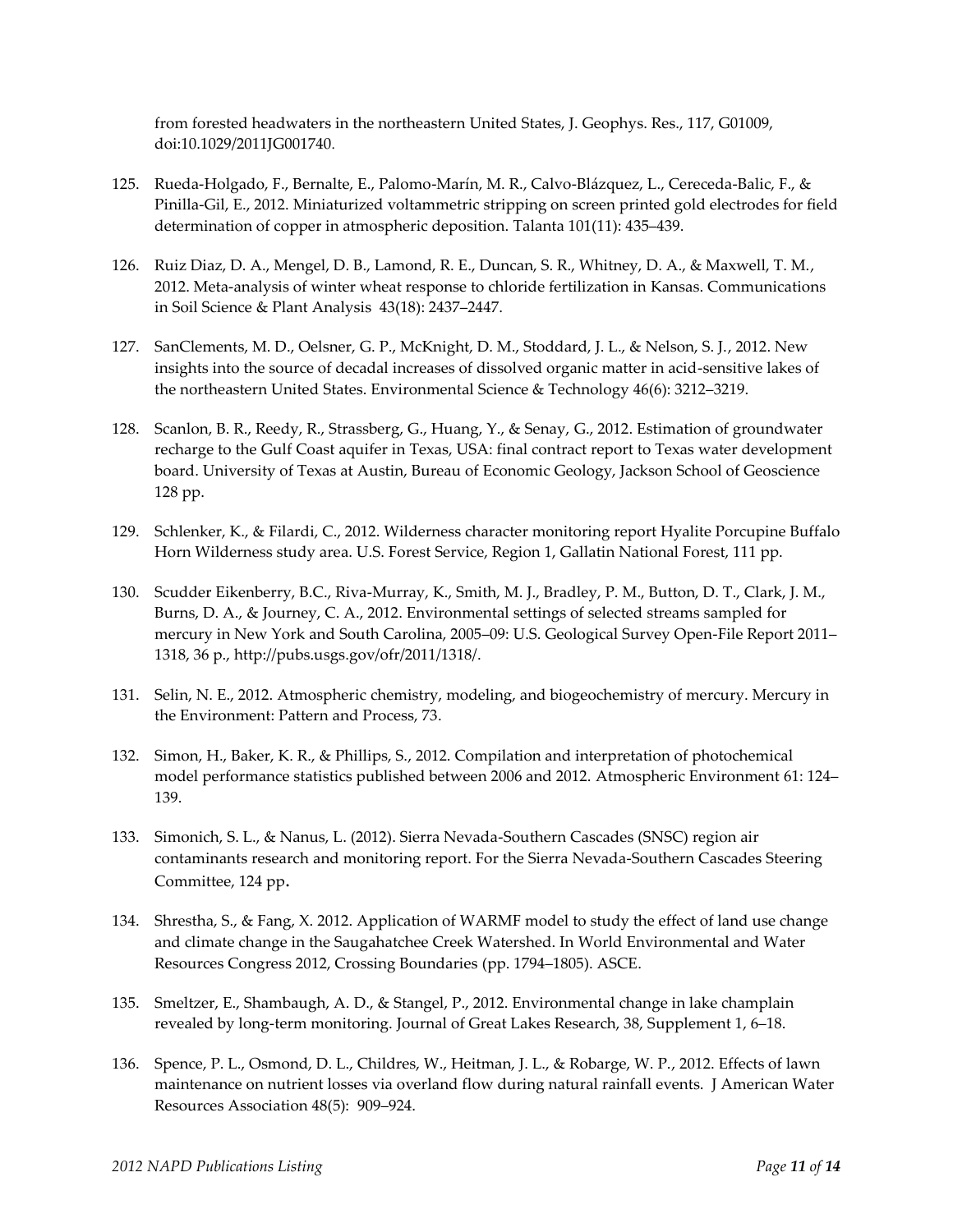from forested headwaters in the northeastern United States, J. Geophys. Res., 117, G01009, doi:10.1029/2011JG001740.

125. Rueda-Holgado, F., Bernalte, E., Palomo-Marín, M. R., Calvo-Blázquez, L., Cereceda-Balic, F., & Pinilla-Gil, E., 2012. Miniaturized voltammetric stripping on screen printed gold electrodes for field determination of copper in atmospheric deposition. Talanta 101(11): 435–439.

126. Ruiz Diaz, D. A., Mengel, D. B., Lamond, R. E., Duncan, S. R., Whitney, D. A., & Maxwell, T. M., 2012. Meta-analysis of winter wheat response to chloride fertilization in Kansas. Communications in Soil Science & Plant Analysis 43(18): 2437–2447.

127. SanClements, M. D., Oelsner, G. P., McKnight, D. M., Stoddard, J. L., & Nelson, S. J., 2012. New insights into the source of decadal increases of dissolved organic matter in acid-sensitive lakes of the northeastern United States. Environmental Science & Technology 46(6): 3212–3219.

128. Scanlon, B. R., Reedy, R., Strassberg, G., Huang, Y., & Senay, G., 2012. Estimation of groundwater recharge to the Gulf Coast aquifer in Texas, USA: final contract report to Texas water development board. University of Texas at Austin, Bureau of Economic Geology, Jackson School of Geoscience 128 pp.

129. Schlenker, K., & Filardi, C., 2012. Wilderness character monitoring report Hyalite Porcupine Buffalo Horn Wilderness study area. U.S. Forest Service, Region 1, Gallatin National Forest, 111 pp.

130. Scudder Eikenberry, B.C., Riva-Murray, K., Smith, M. J., Bradley, P. M., Button, D. T., Clark, J. M., Burns, D. A., & Journey, C. A., 2012. Environmental settings of selected streams sampled for mercury in New York and South Carolina, 2005–09: U.S. Geological Survey Open-File Report 2011–1318, 36 p., http://pubs.usgs.gov/ofr/2011/1318/.

131. Selin, N. E., 2012. Atmospheric chemistry, modeling, and biogeochemistry of mercury. Mercury in the Environment: Pattern and Process, 73.

132. Simon, H., Baker, K. R., & Phillips, S., 2012. Compilation and interpretation of photochemical model performance statistics published between 2006 and 2012. Atmospheric Environment 61: 124–139.

133. Simonich, S. L., & Nanus, L. (2012). Sierra Nevada-Southern Cascades (SNSC) region air contaminants research and monitoring report. For the Sierra Nevada-Southern Cascades Steering Committee, 124 pp.

134. Shrestha, S., & Fang, X. 2012. Application of WARMF model to study the effect of land use change and climate change in the Saugahatchee Creek Watershed. In World Environmental and Water Resources Congress 2012, Crossing Boundaries (pp. 1794–1805). ASCE.

135. Smeltzer, E., Shambaugh, A. D., & Stangel, P., 2012. Environmental change in lake champlain revealed by long-term monitoring. Journal of Great Lakes Research, 38, Supplement 1, 6–18.

136. Spence, P. L., Osmond, D. L., Childres, W., Heitman, J. L., & Robarge, W. P., 2012. Effects of lawn maintenance on nutrient losses via overland flow during natural rainfall events. J American Water Resources Association 48(5): 909–924.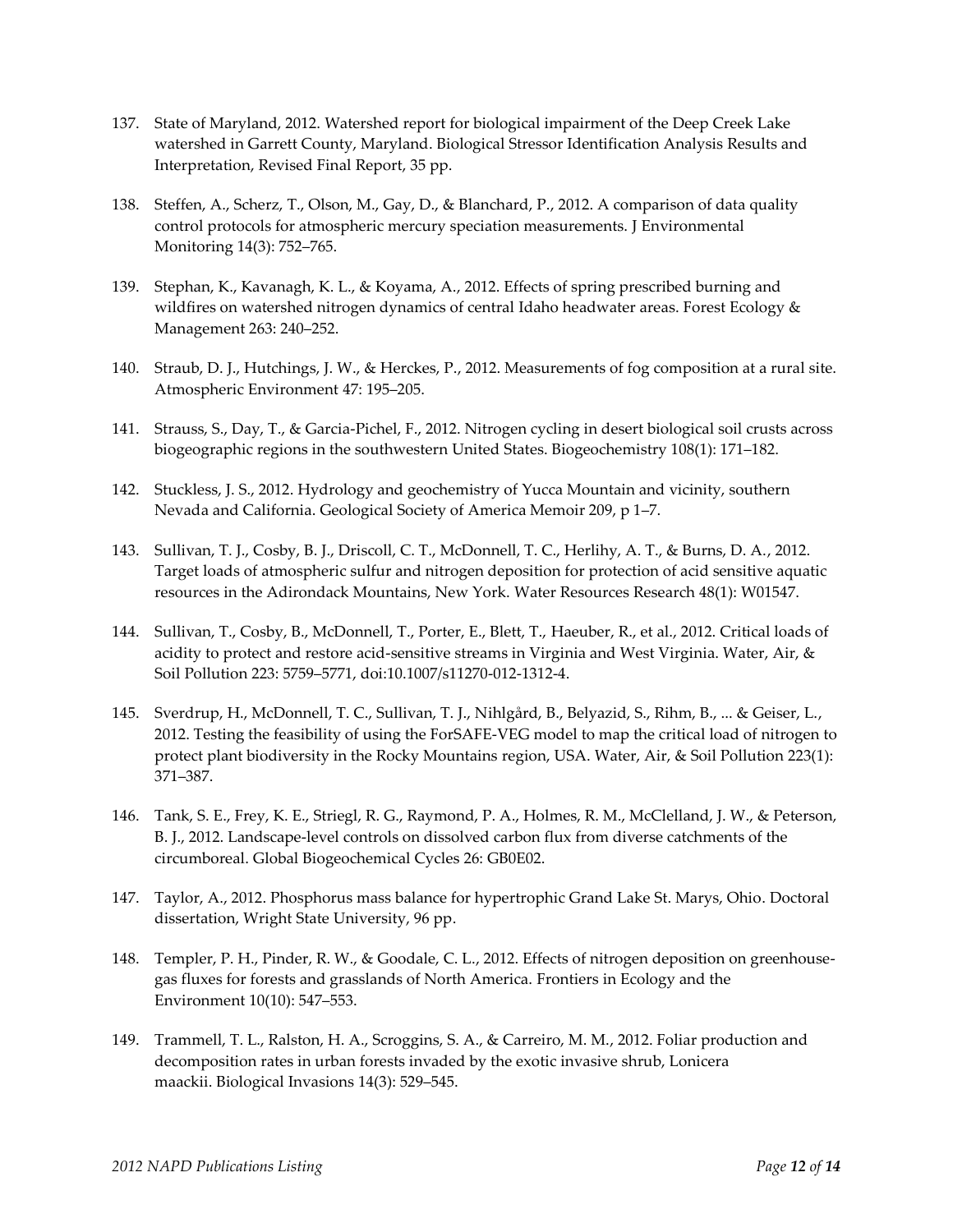137. State of Maryland, 2012. Watershed report for biological impairment of the Deep Creek Lake watershed in Garrett County, Maryland. Biological Stressor Identification Analysis Results and Interpretation, Revised Final Report, 35 pp.

138. Steffen, A., Scherz, T., Olson, M., Gay, D., & Blanchard, P., 2012. A comparison of data quality control protocols for atmospheric mercury speciation measurements. J Environmental Monitoring 14(3): 752–765.

139. Stephan, K., Kavanagh, K. L., & Koyama, A., 2012. Effects of spring prescribed burning and wildfires on watershed nitrogen dynamics of central Idaho headwater areas. Forest Ecology & Management 263: 240–252.

140. Straub, D. J., Hutchings, J. W., & Herckes, P., 2012. Measurements of fog composition at a rural site. Atmospheric Environment 47: 195–205.

141. Strauss, S., Day, T., & Garcia-Pichel, F., 2012. Nitrogen cycling in desert biological soil crusts across biogeographic regions in the southwestern United States. Biogeochemistry 108(1): 171–182.

142. Stuckless, J. S., 2012. Hydrology and geochemistry of Yucca Mountain and vicinity, southern Nevada and California. Geological Society of America Memoir 209, p 1–7.

143. Sullivan, T. J., Cosby, B. J., Driscoll, C. T., McDonnell, T. C., Herlihy, A. T., & Burns, D. A., 2012. Target loads of atmospheric sulfur and nitrogen deposition for protection of acid sensitive aquatic resources in the Adirondack Mountains, New York. Water Resources Research 48(1): W01547.

144. Sullivan, T., Cosby, B., McDonnell, T., Porter, E., Blett, T., Haeuber, R., et al., 2012. Critical loads of acidity to protect and restore acid-sensitive streams in Virginia and West Virginia. Water, Air, & Soil Pollution 223: 5759–5771, doi:10.1007/s11270-012-1312-4.

145. Sverdrup, H., McDonnell, T. C., Sullivan, T. J., Nihlgård, B., Belyazid, S., Rihm, B., ... & Geiser, L., 2012. Testing the feasibility of using the ForSAFE-VEG model to map the critical load of nitrogen to protect plant biodiversity in the Rocky Mountains region, USA. Water, Air, & Soil Pollution 223(1): 371–387.

146. Tank, S. E., Frey, K. E., Striegl, R. G., Raymond, P. A., Holmes, R. M., McClelland, J. W., & Peterson, B. J., 2012. Landscape-level controls on dissolved carbon flux from diverse catchments of the circumboreal. Global Biogeochemical Cycles 26: GB0E02.

147. Taylor, A., 2012. Phosphorus mass balance for hypertrophic Grand Lake St. Marys, Ohio. Doctoral dissertation, Wright State University, 96 pp.

148. Templer, P. H., Pinder, R. W., & Goodale, C. L., 2012. Effects of nitrogen deposition on greenhouse-gas fluxes for forests and grasslands of North America. Frontiers in Ecology and the Environment 10(10): 547–553.

149. Trammell, T. L., Ralston, H. A., Scroggins, S. A., & Carreiro, M. M., 2012. Foliar production and decomposition rates in urban forests invaded by the exotic invasive shrub, Lonicera maackii. Biological Invasions 14(3): 529–545.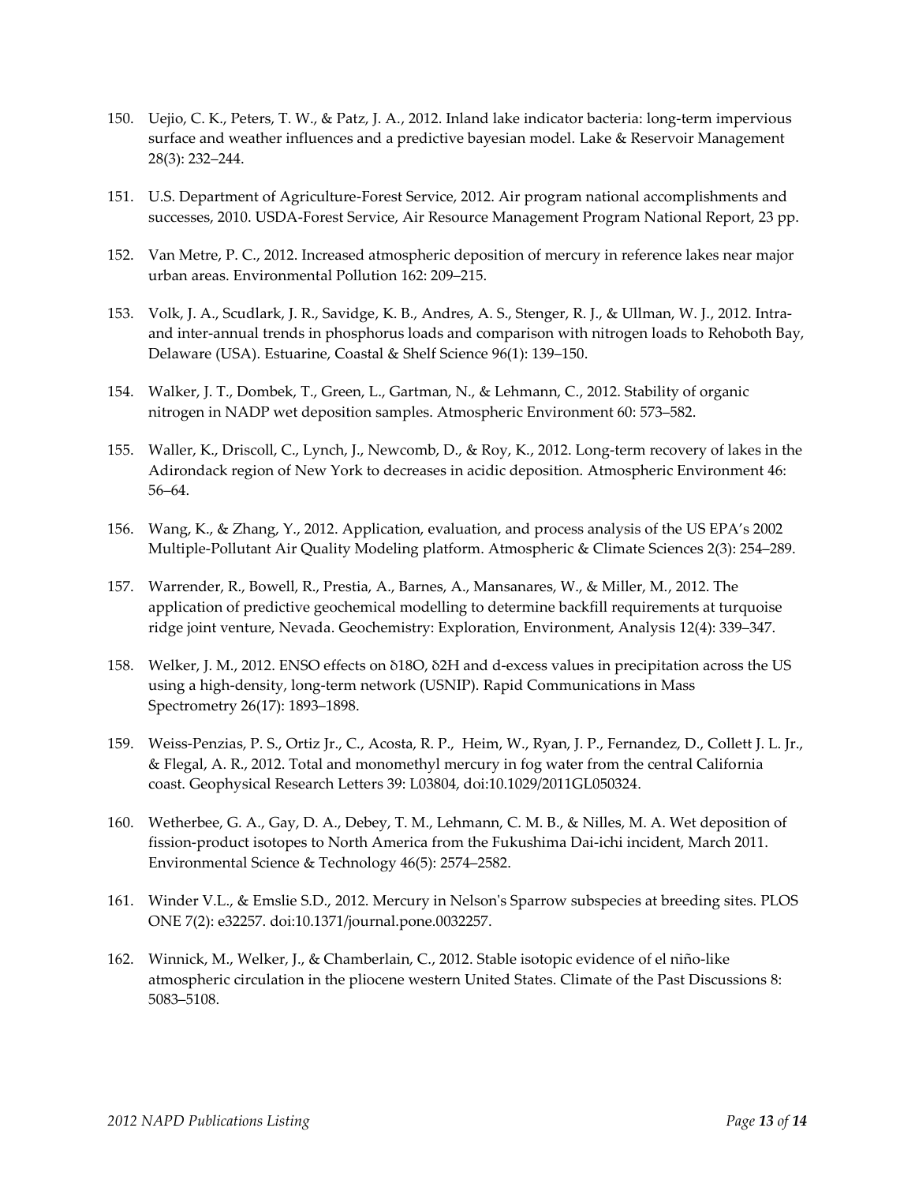150. Uejio, C. K., Peters, T. W., & Patz, J. A., 2012. Inland lake indicator bacteria: long-term impervious surface and weather influences and a predictive bayesian model. Lake & Reservoir Management 28(3): 232–244.

151. U.S. Department of Agriculture-Forest Service, 2012. Air program national accomplishments and successes, 2010. USDA-Forest Service, Air Resource Management Program National Report, 23 pp.

152. Van Metre, P. C., 2012. Increased atmospheric deposition of mercury in reference lakes near major urban areas. Environmental Pollution 162: 209–215.

153. Volk, J. A., Scudlark, J. R., Savidge, K. B., Andres, A. S., Stenger, R. J., & Ullman, W. J., 2012. Intra- and inter-annual trends in phosphorus loads and comparison with nitrogen loads to Rehoboth Bay, Delaware (USA). Estuarine, Coastal & Shelf Science 96(1): 139–150.

154. Walker, J. T., Dombek, T., Green, L., Gartman, N., & Lehmann, C., 2012. Stability of organic nitrogen in NADP wet deposition samples. Atmospheric Environment 60: 573–582.

155. Waller, K., Driscoll, C., Lynch, J., Newcomb, D., & Roy, K., 2012. Long-term recovery of lakes in the Adirondack region of New York to decreases in acidic deposition. Atmospheric Environment 46: 56–64.

156. Wang, K., & Zhang, Y., 2012. Application, evaluation, and process analysis of the US EPA's 2002 Multiple-Pollutant Air Quality Modeling platform. Atmospheric & Climate Sciences 2(3): 254–289.

157. Warrender, R., Bowell, R., Prestia, A., Barnes, A., Mansanares, W., & Miller, M., 2012. The application of predictive geochemical modelling to determine backfill requirements at turquoise ridge joint venture, Nevada. Geochemistry: Exploration, Environment, Analysis 12(4): 339–347.

158. Welker, J. M., 2012. ENSO effects on δ18O, δ2H and d-excess values in precipitation across the US using a high-density, long-term network (USNIP). Rapid Communications in Mass Spectrometry 26(17): 1893–1898.

159. Weiss-Penzias, P. S., Ortiz Jr., C., Acosta, R. P., Heim, W., Ryan, J. P., Fernandez, D., Collett J. L. Jr., & Flegal, A. R., 2012. Total and monomethyl mercury in fog water from the central California coast. Geophysical Research Letters 39: L03804, doi:10.1029/2011GL050324.

160. Wetherbee, G. A., Gay, D. A., Debey, T. M., Lehmann, C. M. B., & Nilles, M. A. Wet deposition of fission-product isotopes to North America from the Fukushima Dai-ichi incident, March 2011. Environmental Science & Technology 46(5): 2574–2582.

161. Winder V.L., & Emslie S.D., 2012. Mercury in Nelson's Sparrow subspecies at breeding sites. PLOS ONE 7(2): e32257. doi:10.1371/journal.pone.0032257.

162. Winnick, M., Welker, J., & Chamberlain, C., 2012. Stable isotopic evidence of el niño-like atmospheric circulation in the pliocene western United States. Climate of the Past Discussions 8: 5083–5108.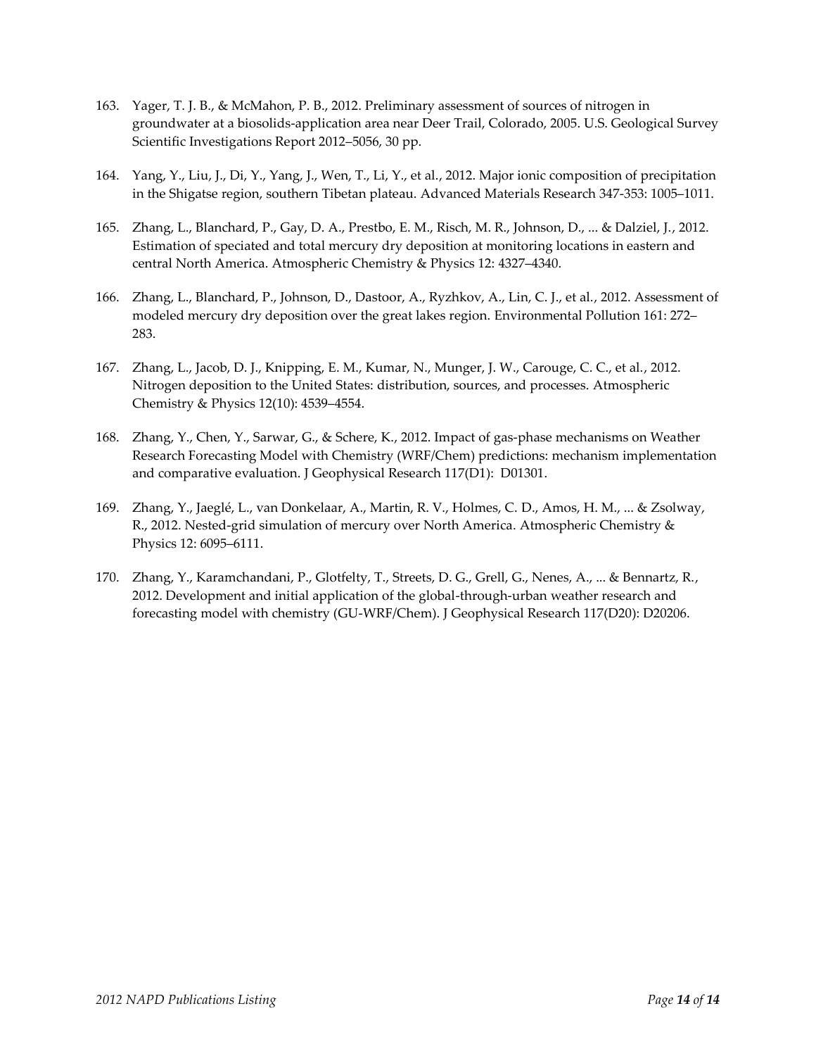163. Yager, T. J. B., & McMahon, P. B., 2012. Preliminary assessment of sources of nitrogen in groundwater at a biosolids-application area near Deer Trail, Colorado, 2005. U.S. Geological Survey Scientific Investigations Report 2012–5056, 30 pp.

164. Yang, Y., Liu, J., Di, Y., Yang, J., Wen, T., Li, Y., et al., 2012. Major ionic composition of precipitation in the Shigatse region, southern Tibetan plateau. Advanced Materials Research 347-353: 1005–1011.

165. Zhang, L., Blanchard, P., Gay, D. A., Prestbo, E. M., Risch, M. R., Johnson, D., ... & Dalziel, J., 2012. Estimation of speciated and total mercury dry deposition at monitoring locations in eastern and central North America. Atmospheric Chemistry & Physics 12: 4327–4340.

166. Zhang, L., Blanchard, P., Johnson, D., Dastoor, A., Ryzhkov, A., Lin, C. J., et al., 2012. Assessment of modeled mercury dry deposition over the great lakes region. Environmental Pollution 161: 272–283.

167. Zhang, L., Jacob, D. J., Knipping, E. M., Kumar, N., Munger, J. W., Carouge, C. C., et al., 2012. Nitrogen deposition to the United States: distribution, sources, and processes. Atmospheric Chemistry & Physics 12(10): 4539–4554.

168. Zhang, Y., Chen, Y., Sarwar, G., & Schere, K., 2012. Impact of gas-phase mechanisms on Weather Research Forecasting Model with Chemistry (WRF/Chem) predictions: mechanism implementation and comparative evaluation. J Geophysical Research 117(D1): D01301.

169. Zhang, Y., Jaeglé, L., van Donkelaar, A., Martin, R. V., Holmes, C. D., Amos, H. M., ... & Zsolway, R., 2012. Nested-grid simulation of mercury over North America. Atmospheric Chemistry & Physics 12: 6095–6111.

170. Zhang, Y., Karamchandani, P., Glotfelty, T., Streets, D. G., Grell, G., Nenes, A., ... & Bennartz, R., 2012. Development and initial application of the global-through-urban weather research and forecasting model with chemistry (GU-WRF/Chem). J Geophysical Research 117(D20): D20206.